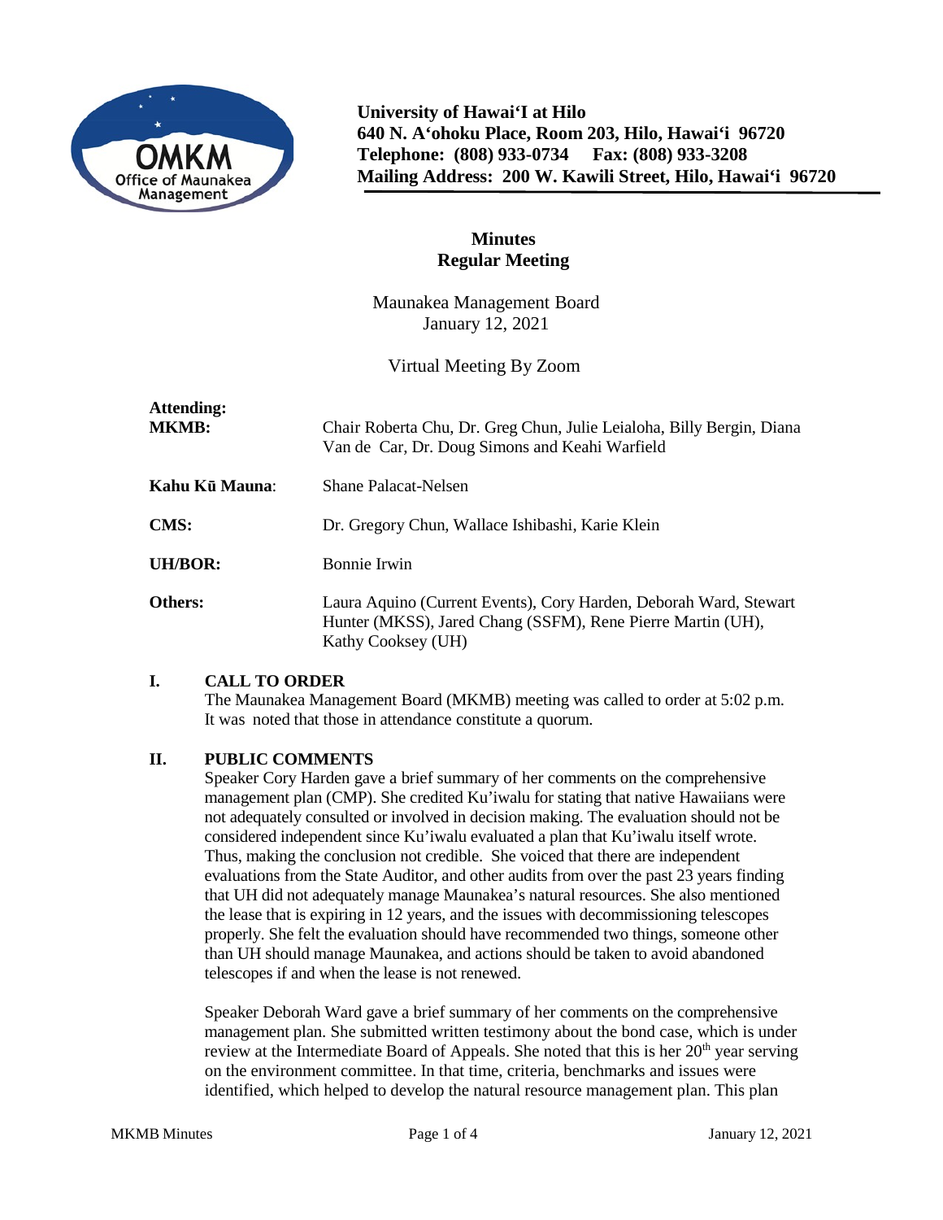**University of Hawai'I at Hilo**
**640 N. A'ohoku Place, Room 203, Hilo, Hawai'i 96720**
**Telephone: (808) 933-0734 Fax: (808) 933-3208**
**Mailing Address: 200 W. Kawili Street, Hilo, Hawai'i 96720**

# Minutes
## Regular Meeting

Maunakea Management Board
January 12, 2021

Virtual Meeting By Zoom

**Attending:**

| | |
|---|---|
| **MKMB:** | Chair Roberta Chu, Dr. Greg Chun, Julie Leialoha, Billy Bergin, Diana Van de Car, Dr. Doug Simons and Keahi Warfield |
| **Kahu Kū Mauna**: | Shane Palacat-Nelsen |
| **CMS:** | Dr. Gregory Chun, Wallace Ishibashi, Karie Klein |
| **UH/BOR:** | Bonnie Irwin |
| **Others:** | Laura Aquino (Current Events), Cory Harden, Deborah Ward, Stewart Hunter (MKSS), Jared Chang (SSFM), Rene Pierre Martin (UH), Kathy Cooksey (UH) |

### I. CALL TO ORDER

The Maunakea Management Board (MKMB) meeting was called to order at 5:02 p.m. It was noted that those in attendance constitute a quorum.

### II. PUBLIC COMMENTS

Speaker Cory Harden gave a brief summary of her comments on the comprehensive management plan (CMP). She credited Ku'iwalu for stating that native Hawaiians were not adequately consulted or involved in decision making. The evaluation should not be considered independent since Ku'iwalu evaluated a plan that Ku'iwalu itself wrote. Thus, making the conclusion not credible. She voiced that there are independent evaluations from the State Auditor, and other audits from over the past 23 years finding that UH did not adequately manage Maunakea's natural resources. She also mentioned the lease that is expiring in 12 years, and the issues with decommissioning telescopes properly. She felt the evaluation should have recommended two things, someone other than UH should manage Maunakea, and actions should be taken to avoid abandoned telescopes if and when the lease is not renewed.

Speaker Deborah Ward gave a brief summary of her comments on the comprehensive management plan. She submitted written testimony about the bond case, which is under review at the Intermediate Board of Appeals. She noted that this is her 20th year serving on the environment committee. In that time, criteria, benchmarks and issues were identified, which helped to develop the natural resource management plan. This plan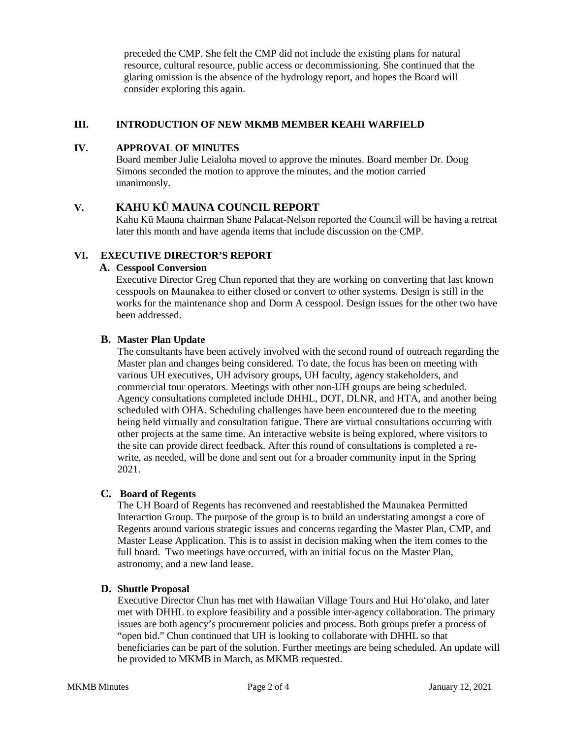preceded the CMP. She felt the CMP did not include the existing plans for natural resource, cultural resource, public access or decommissioning. She continued that the glaring omission is the absence of the hydrology report, and hopes the Board will consider exploring this again.

## III. INTRODUCTION OF NEW MKMB MEMBER KEAHI WARFIELD

## IV. APPROVAL OF MINUTES

Board member Julie Leialoha moved to approve the minutes. Board member Dr. Doug Simons seconded the motion to approve the minutes, and the motion carried unanimously.

## V. KAHU KŪ MAUNA COUNCIL REPORT

Kahu Kū Mauna chairman Shane Palacat-Nelson reported the Council will be having a retreat later this month and have agenda items that include discussion on the CMP.

## VI. EXECUTIVE DIRECTOR'S REPORT

### A. Cesspool Conversion

Executive Director Greg Chun reported that they are working on converting that last known cesspools on Maunakea to either closed or convert to other systems. Design is still in the works for the maintenance shop and Dorm A cesspool. Design issues for the other two have been addressed.

### B. Master Plan Update

The consultants have been actively involved with the second round of outreach regarding the Master plan and changes being considered. To date, the focus has been on meeting with various UH executives, UH advisory groups, UH faculty, agency stakeholders, and commercial tour operators. Meetings with other non-UH groups are being scheduled. Agency consultations completed include DHHL, DOT, DLNR, and HTA, and another being scheduled with OHA. Scheduling challenges have been encountered due to the meeting being held virtually and consultation fatigue. There are virtual consultations occurring with other projects at the same time. An interactive website is being explored, where visitors to the site can provide direct feedback. After this round of consultations is completed a re-write, as needed, will be done and sent out for a broader community input in the Spring 2021.

### C. Board of Regents

The UH Board of Regents has reconvened and reestablished the Maunakea Permitted Interaction Group. The purpose of the group is to build an understating amongst a core of Regents around various strategic issues and concerns regarding the Master Plan, CMP, and Master Lease Application. This is to assist in decision making when the item comes to the full board. Two meetings have occurred, with an initial focus on the Master Plan, astronomy, and a new land lease.

### D. Shuttle Proposal

Executive Director Chun has met with Hawaiian Village Tours and Hui Hoʻolako, and later met with DHHL to explore feasibility and a possible inter-agency collaboration. The primary issues are both agency's procurement policies and process. Both groups prefer a process of "open bid." Chun continued that UH is looking to collaborate with DHHL so that beneficiaries can be part of the solution. Further meetings are being scheduled. An update will be provided to MKMB in March, as MKMB requested.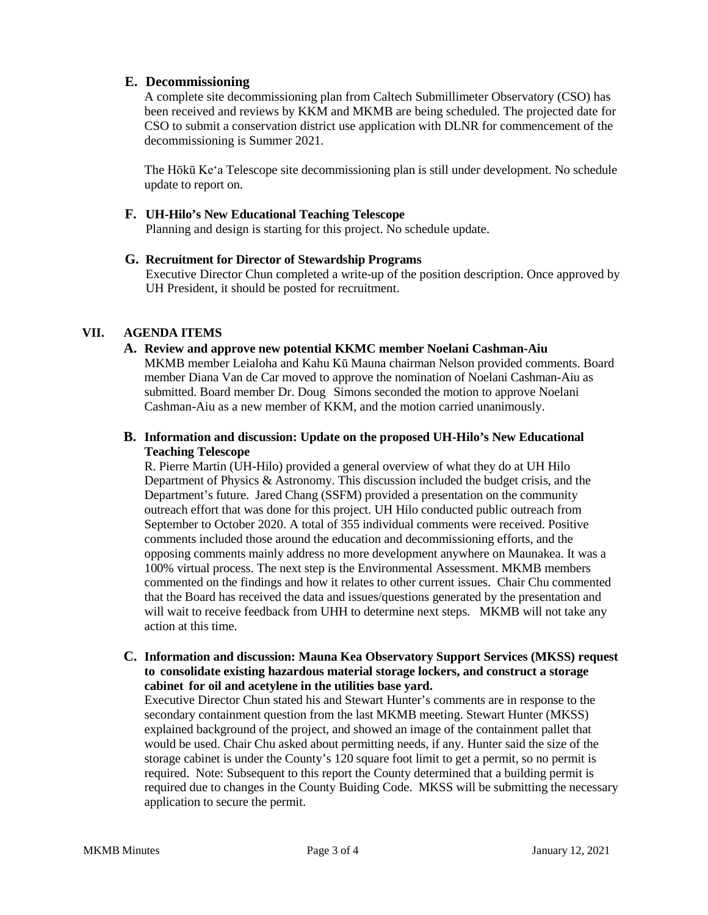### E. Decommissioning

A complete site decommissioning plan from Caltech Submillimeter Observatory (CSO) has been received and reviews by KKM and MKMB are being scheduled. The projected date for CSO to submit a conservation district use application with DLNR for commencement of the decommissioning is Summer 2021.

The Hōkū Ke'a Telescope site decommissioning plan is still under development. No schedule update to report on.

### F. UH-Hilo's New Educational Teaching Telescope

Planning and design is starting for this project. No schedule update.

### G. Recruitment for Director of Stewardship Programs

Executive Director Chun completed a write-up of the position description. Once approved by UH President, it should be posted for recruitment.

## VII. AGENDA ITEMS

### A. Review and approve new potential KKMC member Noelani Cashman-Aiu

MKMB member Leialoha and Kahu Kū Mauna chairman Nelson provided comments. Board member Diana Van de Car moved to approve the nomination of Noelani Cashman-Aiu as submitted. Board member Dr. Doug Simons seconded the motion to approve Noelani Cashman-Aiu as a new member of KKM, and the motion carried unanimously.

### B. Information and discussion: Update on the proposed UH-Hilo's New Educational Teaching Telescope

R. Pierre Martin (UH-Hilo) provided a general overview of what they do at UH Hilo Department of Physics & Astronomy. This discussion included the budget crisis, and the Department's future. Jared Chang (SSFM) provided a presentation on the community outreach effort that was done for this project. UH Hilo conducted public outreach from September to October 2020. A total of 355 individual comments were received. Positive comments included those around the education and decommissioning efforts, and the opposing comments mainly address no more development anywhere on Maunakea. It was a 100% virtual process. The next step is the Environmental Assessment. MKMB members commented on the findings and how it relates to other current issues. Chair Chu commented that the Board has received the data and issues/questions generated by the presentation and will wait to receive feedback from UHH to determine next steps. MKMB will not take any action at this time.

### C. Information and discussion: Mauna Kea Observatory Support Services (MKSS) request to consolidate existing hazardous material storage lockers, and construct a storage cabinet for oil and acetylene in the utilities base yard.

Executive Director Chun stated his and Stewart Hunter's comments are in response to the secondary containment question from the last MKMB meeting. Stewart Hunter (MKSS) explained background of the project, and showed an image of the containment pallet that would be used. Chair Chu asked about permitting needs, if any. Hunter said the size of the storage cabinet is under the County's 120 square foot limit to get a permit, so no permit is required. Note: Subsequent to this report the County determined that a building permit is required due to changes in the County Buiding Code. MKSS will be submitting the necessary application to secure the permit.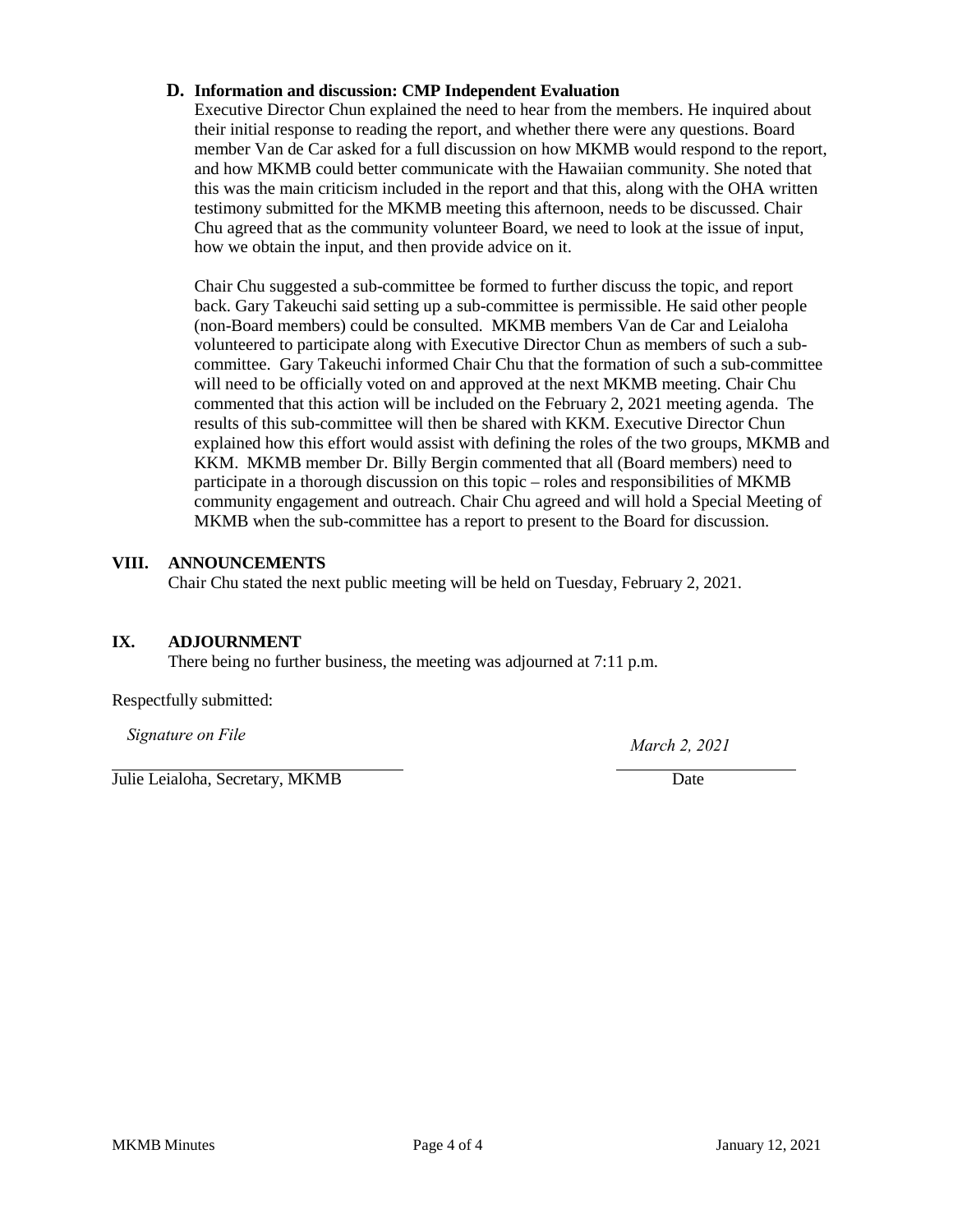### D. Information and discussion: CMP Independent Evaluation

Executive Director Chun explained the need to hear from the members. He inquired about their initial response to reading the report, and whether there were any questions. Board member Van de Car asked for a full discussion on how MKMB would respond to the report, and how MKMB could better communicate with the Hawaiian community. She noted that this was the main criticism included in the report and that this, along with the OHA written testimony submitted for the MKMB meeting this afternoon, needs to be discussed. Chair Chu agreed that as the community volunteer Board, we need to look at the issue of input, how we obtain the input, and then provide advice on it.

Chair Chu suggested a sub-committee be formed to further discuss the topic, and report back. Gary Takeuchi said setting up a sub-committee is permissible. He said other people (non-Board members) could be consulted. MKMB members Van de Car and Leialoha volunteered to participate along with Executive Director Chun as members of such a sub-committee. Gary Takeuchi informed Chair Chu that the formation of such a sub-committee will need to be officially voted on and approved at the next MKMB meeting. Chair Chu commented that this action will be included on the February 2, 2021 meeting agenda. The results of this sub-committee will then be shared with KKM. Executive Director Chun explained how this effort would assist with defining the roles of the two groups, MKMB and KKM. MKMB member Dr. Billy Bergin commented that all (Board members) need to participate in a thorough discussion on this topic – roles and responsibilities of MKMB community engagement and outreach. Chair Chu agreed and will hold a Special Meeting of MKMB when the sub-committee has a report to present to the Board for discussion.

## VIII. ANNOUNCEMENTS

Chair Chu stated the next public meeting will be held on Tuesday, February 2, 2021.

## IX. ADJOURNMENT

There being no further business, the meeting was adjourned at 7:11 p.m.

Respectfully submitted:

*Signature on File*

Julie Leialoha, Secretary, MKMB

*March 2, 2021*

Date